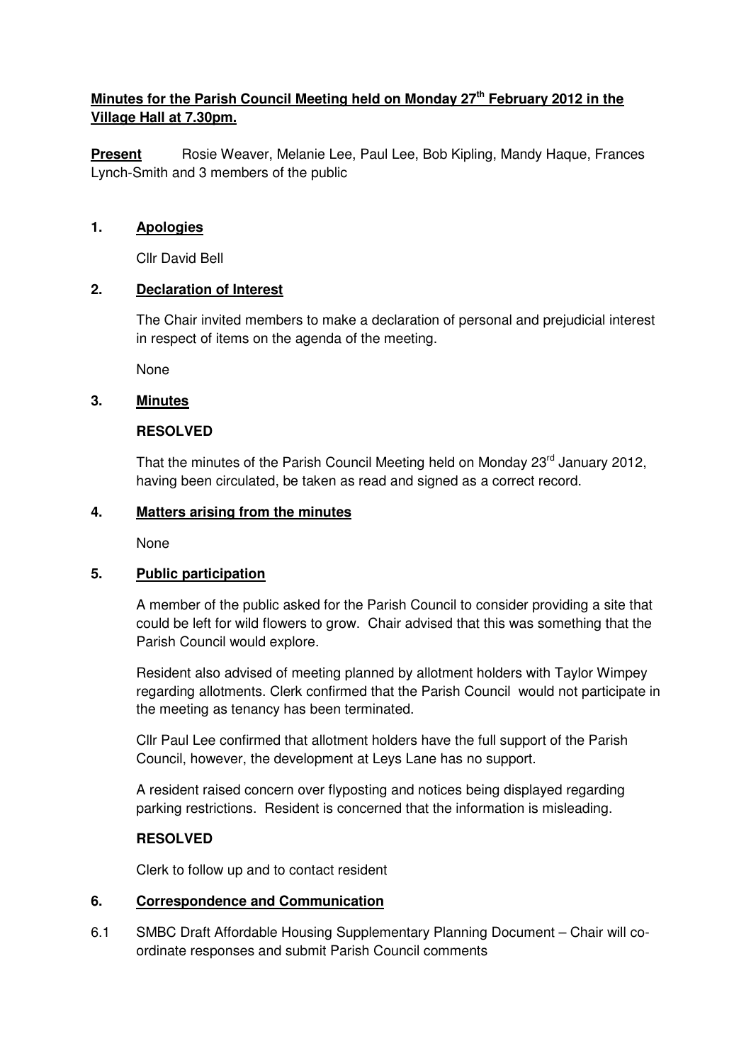**Minutes for the Parish Council Meeting held on Monday 27th February 2012 in the Village Hall at 7.30pm.**

**Present** Rosie Weaver, Melanie Lee, Paul Lee, Bob Kipling, Mandy Haque, Frances Lynch-Smith and 3 members of the public

## 1. Apologies

Cllr David Bell

## 2. Declaration of Interest

The Chair invited members to make a declaration of personal and prejudicial interest in respect of items on the agenda of the meeting.

None

## 3. Minutes

**RESOLVED**

That the minutes of the Parish Council Meeting held on Monday 23rd January 2012, having been circulated, be taken as read and signed as a correct record.

## 4. Matters arising from the minutes

None

## 5. Public participation

A member of the public asked for the Parish Council to consider providing a site that could be left for wild flowers to grow. Chair advised that this was something that the Parish Council would explore.

Resident also advised of meeting planned by allotment holders with Taylor Wimpey regarding allotments. Clerk confirmed that the Parish Council would not participate in the meeting as tenancy has been terminated.

Cllr Paul Lee confirmed that allotment holders have the full support of the Parish Council, however, the development at Leys Lane has no support.

A resident raised concern over flyposting and notices being displayed regarding parking restrictions. Resident is concerned that the information is misleading.

**RESOLVED**

Clerk to follow up and to contact resident

## 6. Correspondence and Communication

6.1 SMBC Draft Affordable Housing Supplementary Planning Document – Chair will co-ordinate responses and submit Parish Council comments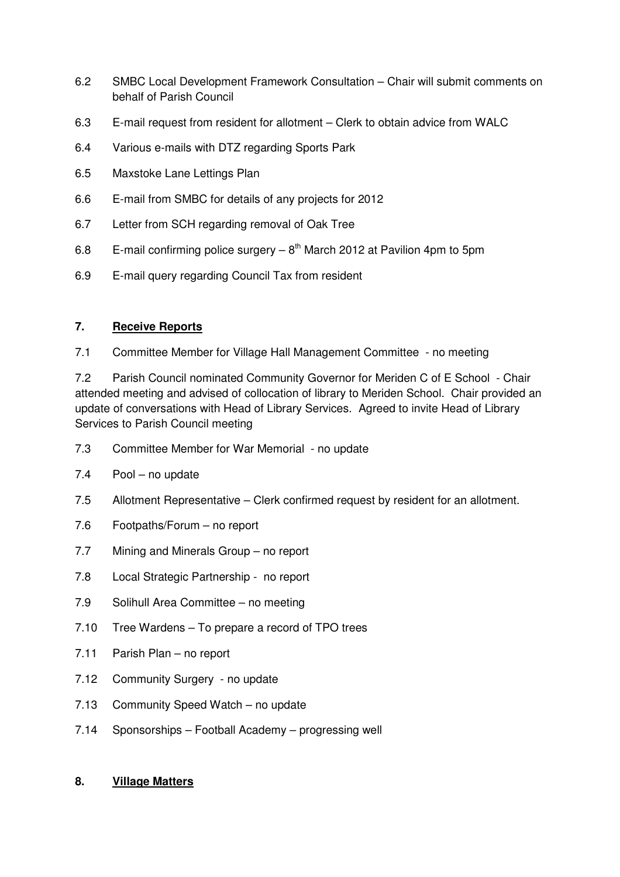6.2 SMBC Local Development Framework Consultation – Chair will submit comments on behalf of Parish Council

6.3 E-mail request from resident for allotment – Clerk to obtain advice from WALC

6.4 Various e-mails with DTZ regarding Sports Park

6.5 Maxstoke Lane Lettings Plan

6.6 E-mail from SMBC for details of any projects for 2012

6.7 Letter from SCH regarding removal of Oak Tree

6.8 E-mail confirming police surgery – 8th March 2012 at Pavilion 4pm to 5pm

6.9 E-mail query regarding Council Tax from resident

## 7. Receive Reports

7.1 Committee Member for Village Hall Management Committee - no meeting

7.2 Parish Council nominated Community Governor for Meriden C of E School - Chair attended meeting and advised of collocation of library to Meriden School. Chair provided an update of conversations with Head of Library Services. Agreed to invite Head of Library Services to Parish Council meeting

7.3 Committee Member for War Memorial - no update

7.4 Pool – no update

7.5 Allotment Representative – Clerk confirmed request by resident for an allotment.

7.6 Footpaths/Forum – no report

7.7 Mining and Minerals Group – no report

7.8 Local Strategic Partnership - no report

7.9 Solihull Area Committee – no meeting

7.10 Tree Wardens – To prepare a record of TPO trees

7.11 Parish Plan – no report

7.12 Community Surgery - no update

7.13 Community Speed Watch – no update

7.14 Sponsorships – Football Academy – progressing well

## 8. Village Matters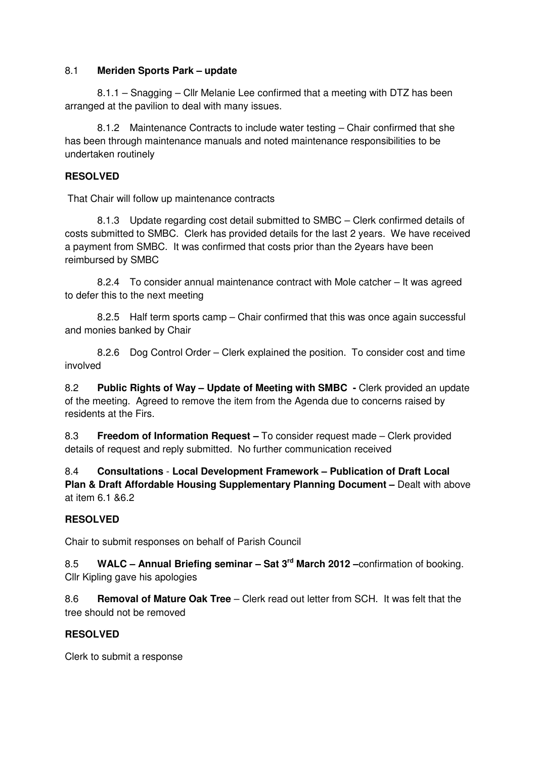8.1 **Meriden Sports Park – update**

8.1.1 – Snagging – Cllr Melanie Lee confirmed that a meeting with DTZ has been arranged at the pavilion to deal with many issues.

8.1.2 Maintenance Contracts to include water testing – Chair confirmed that she has been through maintenance manuals and noted maintenance responsibilities to be undertaken routinely

**RESOLVED**

That Chair will follow up maintenance contracts

8.1.3 Update regarding cost detail submitted to SMBC – Clerk confirmed details of costs submitted to SMBC. Clerk has provided details for the last 2 years. We have received a payment from SMBC. It was confirmed that costs prior than the 2years have been reimbursed by SMBC

8.2.4 To consider annual maintenance contract with Mole catcher – It was agreed to defer this to the next meeting

8.2.5 Half term sports camp – Chair confirmed that this was once again successful and monies banked by Chair

8.2.6 Dog Control Order – Clerk explained the position. To consider cost and time involved

8.2 **Public Rights of Way – Update of Meeting with SMBC -** Clerk provided an update of the meeting. Agreed to remove the item from the Agenda due to concerns raised by residents at the Firs.

8.3 **Freedom of Information Request –** To consider request made – Clerk provided details of request and reply submitted. No further communication received

8.4 **Consultations** - **Local Development Framework – Publication of Draft Local Plan & Draft Affordable Housing Supplementary Planning Document –** Dealt with above at item 6.1 &6.2

**RESOLVED**

Chair to submit responses on behalf of Parish Council

8.5 **WALC – Annual Briefing seminar – Sat 3rd March 2012 –**confirmation of booking. Cllr Kipling gave his apologies

8.6 **Removal of Mature Oak Tree** – Clerk read out letter from SCH. It was felt that the tree should not be removed

**RESOLVED**

Clerk to submit a response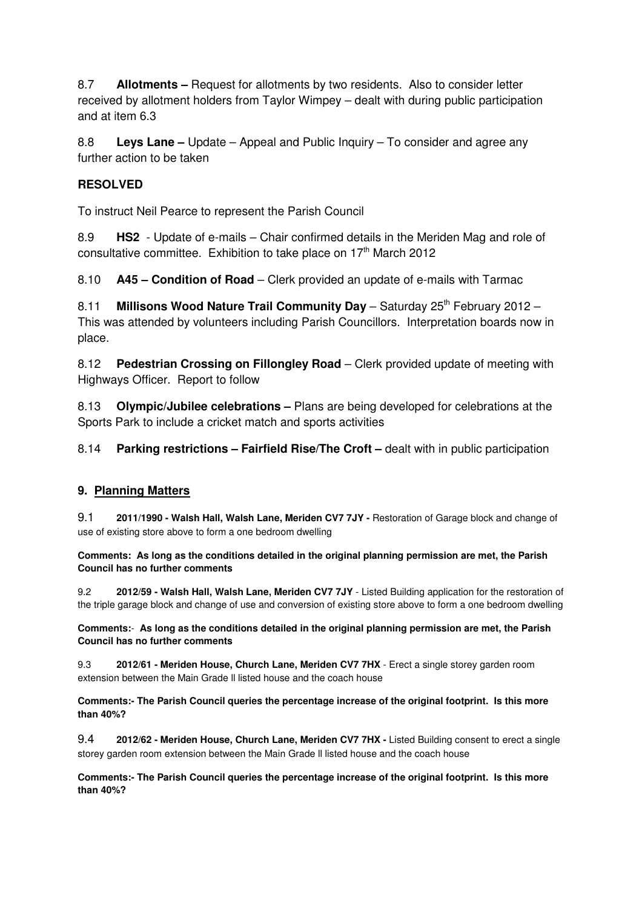8.7 **Allotments –** Request for allotments by two residents. Also to consider letter received by allotment holders from Taylor Wimpey – dealt with during public participation and at item 6.3

8.8 **Leys Lane –** Update – Appeal and Public Inquiry – To consider and agree any further action to be taken

**RESOLVED**

To instruct Neil Pearce to represent the Parish Council

8.9 **HS2** - Update of e-mails – Chair confirmed details in the Meriden Mag and role of consultative committee. Exhibition to take place on 17th March 2012

8.10 **A45 – Condition of Road** – Clerk provided an update of e-mails with Tarmac

8.11 **Millisons Wood Nature Trail Community Day** – Saturday 25th February 2012 – This was attended by volunteers including Parish Councillors. Interpretation boards now in place.

8.12 **Pedestrian Crossing on Fillongley Road** – Clerk provided update of meeting with Highways Officer. Report to follow

8.13 **Olympic/Jubilee celebrations –** Plans are being developed for celebrations at the Sports Park to include a cricket match and sports activities

8.14 **Parking restrictions – Fairfield Rise/The Croft –** dealt with in public participation

## 9. Planning Matters

9.1 **2011/1990 - Walsh Hall, Walsh Lane, Meriden CV7 7JY -** Restoration of Garage block and change of use of existing store above to form a one bedroom dwelling

**Comments: As long as the conditions detailed in the original planning permission are met, the Parish Council has no further comments**

9.2 **2012/59 - Walsh Hall, Walsh Lane, Meriden CV7 7JY** - Listed Building application for the restoration of the triple garage block and change of use and conversion of existing store above to form a one bedroom dwelling

**Comments:- As long as the conditions detailed in the original planning permission are met, the Parish Council has no further comments**

9.3 **2012/61 - Meriden House, Church Lane, Meriden CV7 7HX** - Erect a single storey garden room extension between the Main Grade ll listed house and the coach house

**Comments:- The Parish Council queries the percentage increase of the original footprint. Is this more than 40%?**

9.4 **2012/62 - Meriden House, Church Lane, Meriden CV7 7HX -** Listed Building consent to erect a single storey garden room extension between the Main Grade ll listed house and the coach house

**Comments:- The Parish Council queries the percentage increase of the original footprint. Is this more than 40%?**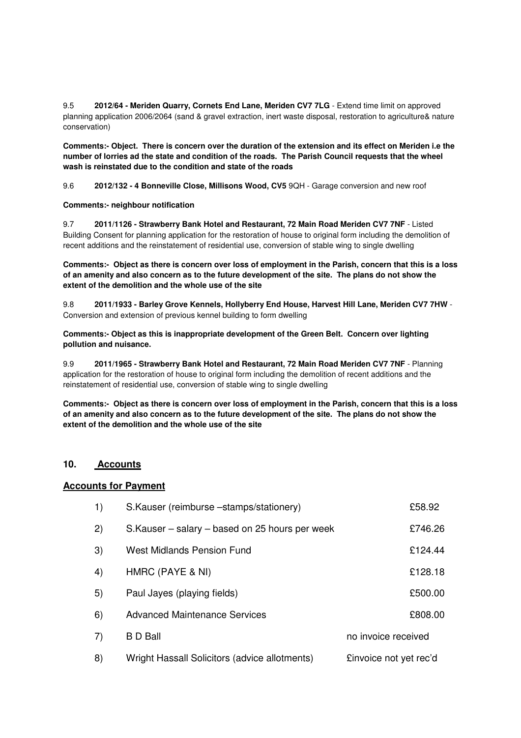9.5 **2012/64 - Meriden Quarry, Cornets End Lane, Meriden CV7 7LG** - Extend time limit on approved planning application 2006/2064 (sand & gravel extraction, inert waste disposal, restoration to agriculture& nature conservation)

**Comments:- Object. There is concern over the duration of the extension and its effect on Meriden i.e the number of lorries ad the state and condition of the roads. The Parish Council requests that the wheel wash is reinstated due to the condition and state of the roads**

9.6 **2012/132 - 4 Bonneville Close, Millisons Wood, CV5** 9QH - Garage conversion and new roof

**Comments:- neighbour notification**

9.7 **2011/1126 - Strawberry Bank Hotel and Restaurant, 72 Main Road Meriden CV7 7NF** - Listed Building Consent for planning application for the restoration of house to original form including the demolition of recent additions and the reinstatement of residential use, conversion of stable wing to single dwelling

**Comments:- Object as there is concern over loss of employment in the Parish, concern that this is a loss of an amenity and also concern as to the future development of the site. The plans do not show the extent of the demolition and the whole use of the site**

9.8 **2011/1933 - Barley Grove Kennels, Hollyberry End House, Harvest Hill Lane, Meriden CV7 7HW** - Conversion and extension of previous kennel building to form dwelling

**Comments:- Object as this is inappropriate development of the Green Belt. Concern over lighting pollution and nuisance.**

9.9 **2011/1965 - Strawberry Bank Hotel and Restaurant, 72 Main Road Meriden CV7 7NF** - Planning application for the restoration of house to original form including the demolition of recent additions and the reinstatement of residential use, conversion of stable wing to single dwelling

**Comments:- Object as there is concern over loss of employment in the Parish, concern that this is a loss of an amenity and also concern as to the future development of the site. The plans do not show the extent of the demolition and the whole use of the site**

## 10. Accounts

### Accounts for Payment

| | | |
|---|---|---|
| 1) | S.Kauser (reimburse –stamps/stationery) | £58.92 |
| 2) | S.Kauser – salary – based on 25 hours per week | £746.26 |
| 3) | West Midlands Pension Fund | £124.44 |
| 4) | HMRC (PAYE & NI) | £128.18 |
| 5) | Paul Jayes (playing fields) | £500.00 |
| 6) | Advanced Maintenance Services | £808.00 |
| 7) | B D Ball | no invoice received |
| 8) | Wright Hassall Solicitors (advice allotments) | £invoice not yet rec'd |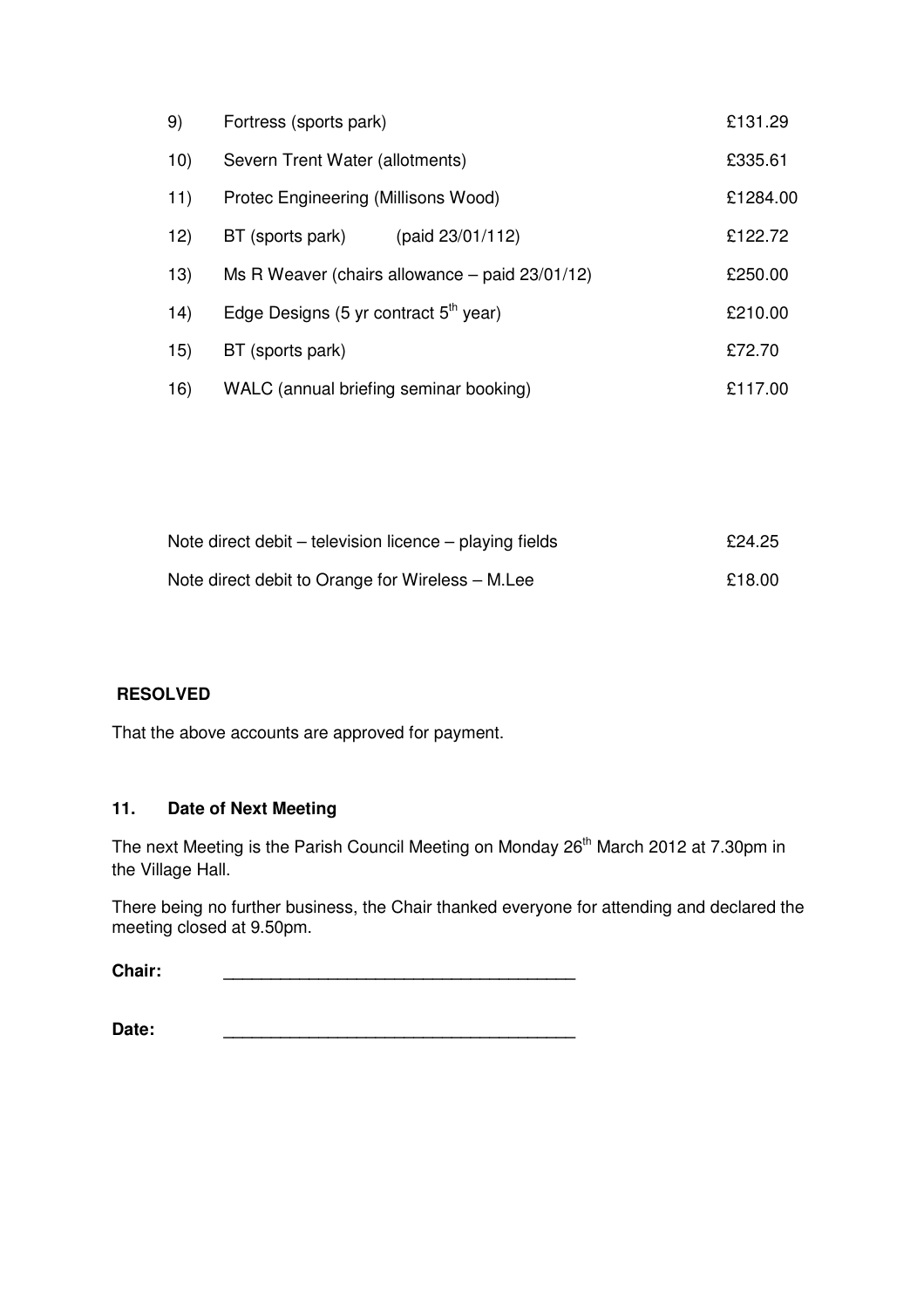| | | |
|---|---|---|
| 9) | Fortress (sports park) | £131.29 |
| 10) | Severn Trent Water (allotments) | £335.61 |
| 11) | Protec Engineering (Millisons Wood) | £1284.00 |
| 12) | BT (sports park) (paid 23/01/112) | £122.72 |
| 13) | Ms R Weaver (chairs allowance – paid 23/01/12) | £250.00 |
| 14) | Edge Designs (5 yr contract 5th year) | £210.00 |
| 15) | BT (sports park) | £72.70 |
| 16) | WALC (annual briefing seminar booking) | £117.00 |

| | |
|---|---|
| Note direct debit – television licence – playing fields | £24.25 |
| Note direct debit to Orange for Wireless – M.Lee | £18.00 |

**RESOLVED**

That the above accounts are approved for payment.

### 11. Date of Next Meeting

The next Meeting is the Parish Council Meeting on Monday 26th March 2012 at 7.30pm in the Village Hall.

There being no further business, the Chair thanked everyone for attending and declared the meeting closed at 9.50pm.

**Chair:** \_\_\_\_\_\_\_\_\_\_\_\_\_\_\_\_\_\_\_\_\_\_\_\_\_\_\_\_\_\_\_\_\_\_\_\_\_\_

**Date:** \_\_\_\_\_\_\_\_\_\_\_\_\_\_\_\_\_\_\_\_\_\_\_\_\_\_\_\_\_\_\_\_\_\_\_\_\_\_